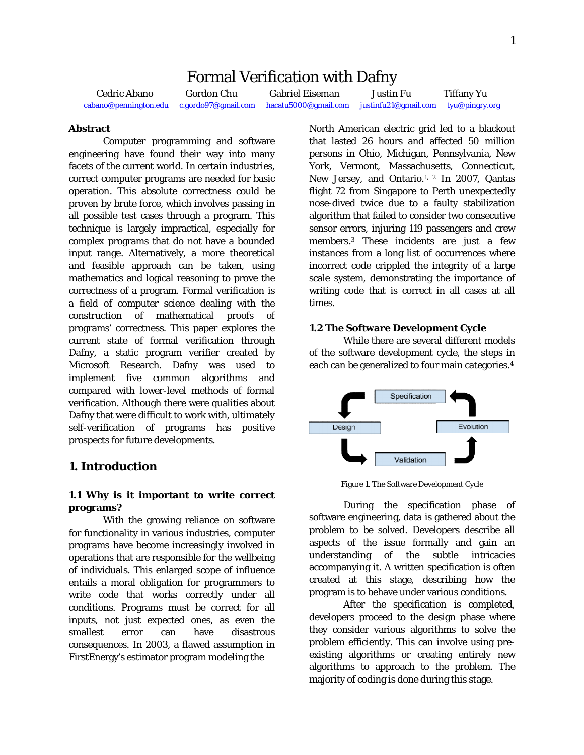# Formal Verification with Dafny

Cedric Abano — cabano@pennington.edu
Gordon Chu — c.gordo97@gmail.com
Gabriel Eiseman — hacatu5000@gmail.com
Justin Fu — justinfu21@gmail.com
Tiffany Yu — tyu@pingry.org

**Abstract**

Computer programming and software engineering have found their way into many facets of the current world. In certain industries, correct computer programs are needed for basic operation. This absolute correctness could be proven by brute force, which involves passing in all possible test cases through a program. This technique is largely impractical, especially for complex programs that do not have a bounded input range. Alternatively, a more theoretical and feasible approach can be taken, using mathematics and logical reasoning to prove the correctness of a program. Formal verification is a field of computer science dealing with the construction of mathematical proofs of programs' correctness. This paper explores the current state of formal verification through Dafny, a static program verifier created by Microsoft Research. Dafny was used to implement five common algorithms and compared with lower-level methods of formal verification. Although there were qualities about Dafny that were difficult to work with, ultimately self-verification of programs has positive prospects for future developments.

## 1. Introduction

### 1.1 Why is it important to write correct programs?

With the growing reliance on software for functionality in various industries, computer programs have become increasingly involved in operations that are responsible for the wellbeing of individuals. This enlarged scope of influence entails a moral obligation for programmers to write code that works correctly under all conditions. Programs must be correct for all inputs, not just expected ones, as even the smallest error can have disastrous consequences. In 2003, a flawed assumption in FirstEnergy's estimator program modeling the North American electric grid led to a blackout that lasted 26 hours and affected 50 million persons in Ohio, Michigan, Pennsylvania, New York, Vermont, Massachusetts, Connecticut, New Jersey, and Ontario.[1, 2] In 2007, Qantas flight 72 from Singapore to Perth unexpectedly nose-dived twice due to a faulty stabilization algorithm that failed to consider two consecutive sensor errors, injuring 119 passengers and crew members.[3] These incidents are just a few instances from a long list of occurrences where incorrect code crippled the integrity of a large scale system, demonstrating the importance of writing code that is correct in all cases at all times.

### 1.2 The Software Development Cycle

While there are several different models of the software development cycle, the steps in each can be generalized to four main categories.[4]

Specification

Design

Evolution

Validation

Figure 1. The Software Development Cycle

During the specification phase of software engineering, data is gathered about the problem to be solved. Developers describe all aspects of the issue formally and gain an understanding of the subtle intricacies accompanying it. A written specification is often created at this stage, describing how the program is to behave under various conditions.

After the specification is completed, developers proceed to the design phase where they consider various algorithms to solve the problem efficiently. This can involve using pre-existing algorithms or creating entirely new algorithms to approach to the problem. The majority of coding is done during this stage.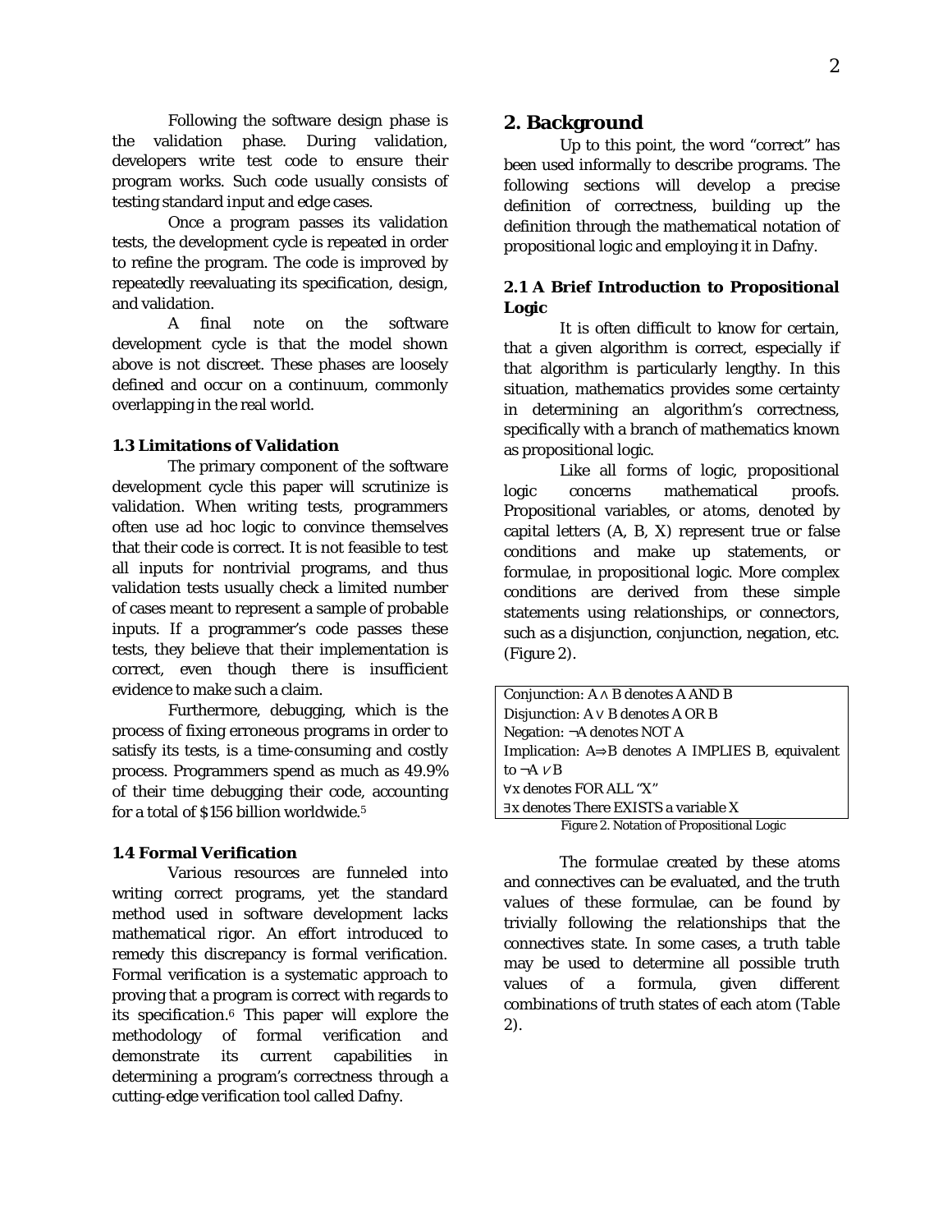Following the software design phase is the validation phase. During validation, developers write test code to ensure their program works. Such code usually consists of testing standard input and edge cases.

Once a program passes its validation tests, the development cycle is repeated in order to refine the program. The code is improved by repeatedly reevaluating its specification, design, and validation.

A final note on the software development cycle is that the model shown above is not discreet. These phases are loosely defined and occur on a continuum, commonly overlapping in the real world.

### 1.3 Limitations of Validation

The primary component of the software development cycle this paper will scrutinize is validation. When writing tests, programmers often use ad hoc logic to convince themselves that their code is correct. It is not feasible to test all inputs for nontrivial programs, and thus validation tests usually check a limited number of cases meant to represent a sample of probable inputs. If a programmer's code passes these tests, they believe that their implementation is correct, even though there is insufficient evidence to make such a claim.

Furthermore, debugging, which is the process of fixing erroneous programs in order to satisfy its tests, is a time-consuming and costly process. Programmers spend as much as 49.9% of their time debugging their code, accounting for a total of $156 billion worldwide.[5]

### 1.4 Formal Verification

Various resources are funneled into writing correct programs, yet the standard method used in software development lacks mathematical rigor. An effort introduced to remedy this discrepancy is formal verification. Formal verification is a systematic approach to proving that a program is correct with regards to its specification.[6] This paper will explore the methodology of formal verification and demonstrate its current capabilities in determining a program's correctness through a cutting-edge verification tool called Dafny.

## 2. Background

Up to this point, the word "correct" has been used informally to describe programs. The following sections will develop a precise definition of correctness, building up the definition through the mathematical notation of propositional logic and employing it in Dafny.

### 2.1 A Brief Introduction to Propositional Logic

It is often difficult to know for certain, that a given algorithm is correct, especially if that algorithm is particularly lengthy. In this situation, mathematics provides some certainty in determining an algorithm's correctness, specifically with a branch of mathematics known as propositional logic.

Like all forms of logic, propositional logic concerns mathematical proofs. Propositional variables, or *atoms*, denoted by capital letters (A, B, X) represent true or false conditions and make up statements, or *formulae*, in propositional logic. More complex conditions are derived from these simple statements using relationships, or connectors, such as a disjunction, conjunction, negation, etc. (Figure 2).

| |
|---|
| Conjunction: $A \wedge B$ denotes A AND B |
| Disjunction: $A \vee B$ denotes A OR B |
| Negation: $\neg A$ denotes NOT A |
| Implication: $A \Rightarrow B$ denotes A IMPLIES B, equivalent to $\neg A \vee B$ |
| $\forall x$ denotes FOR ALL "X" |
| $\exists x$ denotes There EXISTS a variable X |

Figure 2. Notation of Propositional Logic

The formulae created by these atoms and connectives can be evaluated, and the truth values of these formulae, can be found by trivially following the relationships that the connectives state. In some cases, a truth table may be used to determine all possible truth values of a formula, given different combinations of truth states of each atom (Table 2).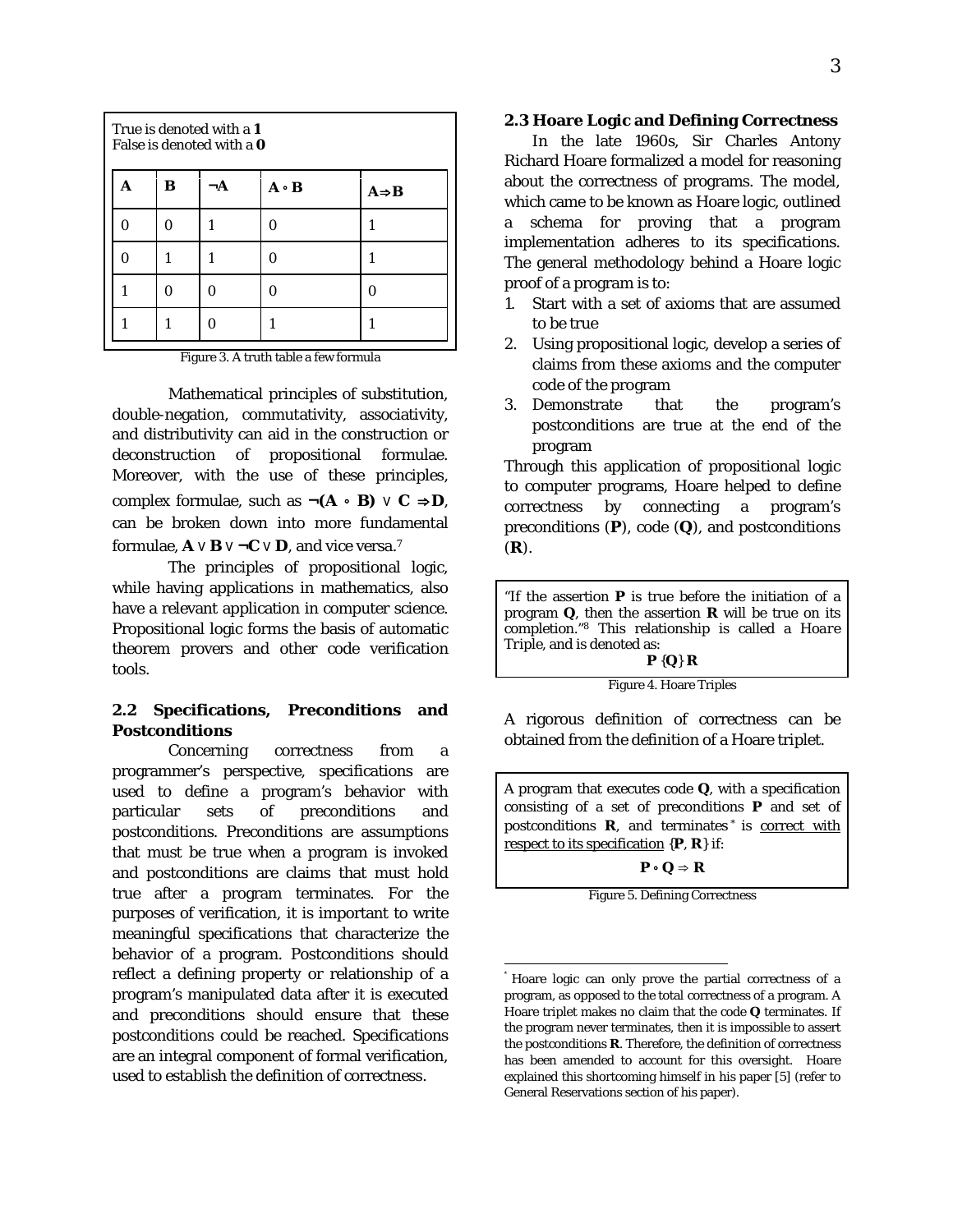True is denoted with a **1**
False is denoted with a **0**

| A | B | $\neg$A | A $\circ$ B | A$\Rightarrow$B |
|---|---|---|---|---|
| 0 | 0 | 1 | 0 | 1 |
| 0 | 1 | 1 | 0 | 1 |
| 1 | 0 | 0 | 0 | 0 |
| 1 | 1 | 0 | 1 | 1 |

Figure 3. A truth table a few formula

Mathematical principles of substitution, double-negation, commutativity, associativity, and distributivity can aid in the construction or deconstruction of propositional formulae. Moreover, with the use of these principles, complex formulae, such as $\neg(\mathbf{A} \circ \mathbf{B}) \vee \mathbf{C} \Rightarrow \mathbf{D}$, can be broken down into more fundamental formulae, $\mathbf{A} \vee \mathbf{B} \vee \neg\mathbf{C} \vee \mathbf{D}$, and vice versa.[7]

The principles of propositional logic, while having applications in mathematics, also have a relevant application in computer science. Propositional logic forms the basis of automatic theorem provers and other code verification tools.

### 2.2 Specifications, Preconditions and Postconditions

Concerning correctness from a programmer's perspective, specifications are used to define a program's behavior with particular sets of preconditions and postconditions. Preconditions are assumptions that must be true when a program is invoked and postconditions are claims that must hold true after a program terminates. For the purposes of verification, it is important to write meaningful specifications that characterize the behavior of a program. Postconditions should reflect a defining property or relationship of a program's manipulated data after it is executed and preconditions should ensure that these postconditions could be reached. Specifications are an integral component of formal verification, used to establish the definition of correctness.

### 2.3 Hoare Logic and Defining Correctness

In the late 1960s, Sir Charles Antony Richard Hoare formalized a model for reasoning about the correctness of programs. The model, which came to be known as Hoare logic, outlined a schema for proving that a program implementation adheres to its specifications. The general methodology behind a Hoare logic proof of a program is to:

1. Start with a set of axioms that are assumed to be true
2. Using propositional logic, develop a series of claims from these axioms and the computer code of the program
3. Demonstrate that the program's postconditions are true at the end of the program

Through this application of propositional logic to computer programs, Hoare helped to define correctness by connecting a program's preconditions (**P**), code (**Q**), and postconditions (**R**).

"If the assertion **P** is true before the initiation of a program **Q**, then the assertion **R** will be true on its completion."[8] This relationship is called a *Hoare Triple*, and is denoted as:

$$\mathbf{P}\ \{\mathbf{Q}\}\ \mathbf{R}$$

Figure 4. Hoare Triples

A rigorous definition of correctness can be obtained from the definition of a Hoare triplet.

A program that executes code **Q**, with a specification consisting of a set of preconditions **P** and set of postconditions **R**, and terminates* is correct with respect to its specification {**P**, **R**} if:

$$\mathbf{P} \circ \mathbf{Q} \Rightarrow \mathbf{R}$$

Figure 5. Defining Correctness

* Hoare logic can only prove the partial correctness of a program, as opposed to the total correctness of a program. A Hoare triplet makes no claim that the code **Q** terminates. If the program never terminates, then it is impossible to assert the postconditions **R**. Therefore, the definition of correctness has been amended to account for this oversight. Hoare explained this shortcoming himself in his paper [5] (refer to General Reservations section of his paper).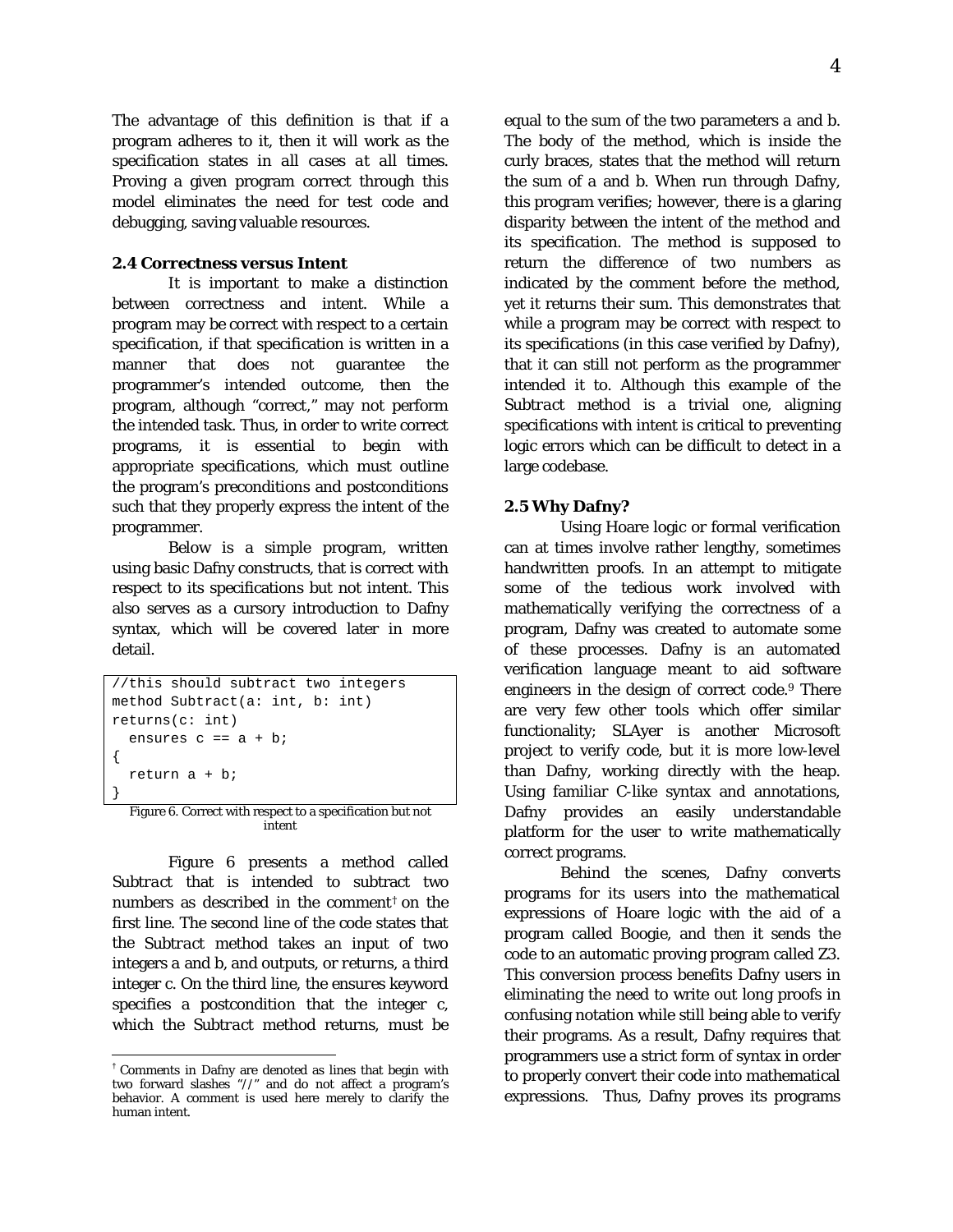The advantage of this definition is that if a program adheres to it, then it will work as the specification states in *all cases at all times*. Proving a given program correct through this model eliminates the need for test code and debugging, saving valuable resources.

### 2.4 Correctness versus Intent

It is important to make a distinction between correctness and intent. While a program may be correct with respect to a certain specification, if that specification is written in a manner that does not guarantee the programmer's intended outcome, then the program, although "correct," may not perform the intended task. Thus, in order to write correct programs, it is essential to begin with appropriate specifications, which must outline the program's preconditions and postconditions such that they properly express the intent of the programmer.

Below is a simple program, written using basic Dafny constructs, that is correct with respect to its specifications but not intent. This also serves as a cursory introduction to Dafny syntax, which will be covered later in more detail.

```
//this should subtract two integers
method Subtract(a: int, b: int)
returns(c: int)
  ensures c == a + b;
{
  return a + b;
}
```

Figure 6. Correct with respect to a specification but not intent

Figure 6 presents a method called *Subtract* that is intended to subtract two numbers as described in the comment[†] on the first line. The second line of the code states that the *Subtract* method takes an input of two integers a and b, and outputs, or returns, a third integer c. On the third line, the ensures keyword specifies a postcondition that the integer c, which the *Subtract* method returns, must be equal to the sum of the two parameters a and b. The body of the method, which is inside the curly braces, states that the method will return the sum of a and b. When run through Dafny, this program verifies; however, there is a glaring disparity between the intent of the method and its specification. The method is supposed to return the difference of two numbers as indicated by the comment before the method, yet it returns their sum. This demonstrates that while a program may be correct with respect to its specifications (in this case verified by Dafny), that it can still not perform as the programmer intended it to. Although this example of the *Subtract* method is a trivial one, aligning specifications with intent is critical to preventing logic errors which can be difficult to detect in a large codebase.

### 2.5 Why Dafny?

Using Hoare logic or formal verification can at times involve rather lengthy, sometimes handwritten proofs. In an attempt to mitigate some of the tedious work involved with mathematically verifying the correctness of a program, Dafny was created to automate some of these processes. Dafny is an automated verification language meant to aid software engineers in the design of correct code.[9] There are very few other tools which offer similar functionality; SLAyer is another Microsoft project to verify code, but it is more low-level than Dafny, working directly with the heap. Using familiar C-like syntax and annotations, Dafny provides an easily understandable platform for the user to write mathematically correct programs.

Behind the scenes, Dafny converts programs for its users into the mathematical expressions of Hoare logic with the aid of a program called Boogie, and then it sends the code to an automatic proving program called Z3. This conversion process benefits Dafny users in eliminating the need to write out long proofs in confusing notation while still being able to verify their programs. As a result, Dafny requires that programmers use a strict form of syntax in order to properly convert their code into mathematical expressions. Thus, Dafny proves its programs

[†] Comments in Dafny are denoted as lines that begin with two forward slashes "//" and do not affect a program's behavior. A comment is used here merely to clarify the human intent.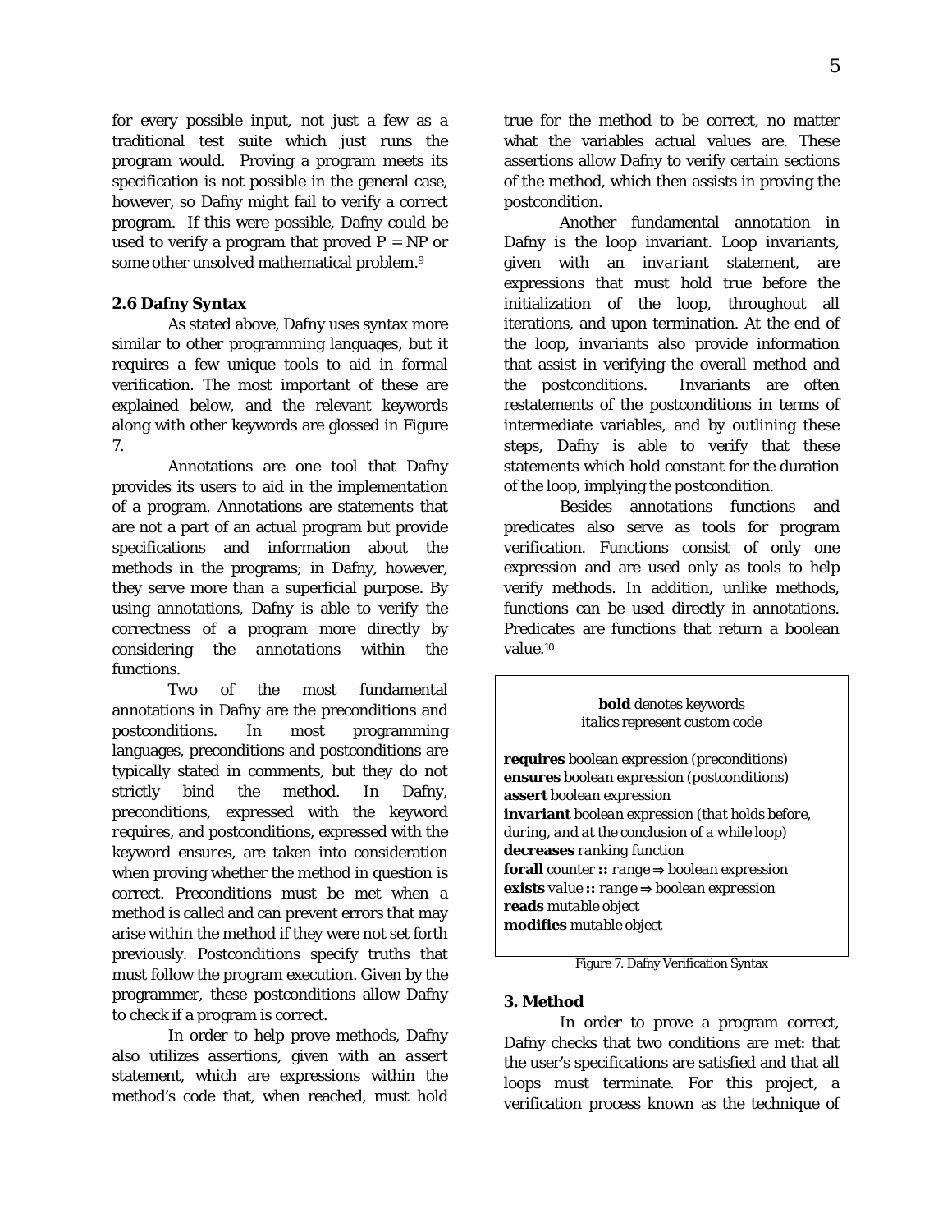for every possible input, not just a few as a traditional test suite which just runs the program would. Proving a program meets its specification is not possible in the general case, however, so Dafny might fail to verify a correct program. If this were possible, Dafny could be used to verify a program that proved P = NP or some other unsolved mathematical problem.[9]

### 2.6 Dafny Syntax

As stated above, Dafny uses syntax more similar to other programming languages, but it requires a few unique tools to aid in formal verification. The most important of these are explained below, and the relevant keywords along with other keywords are glossed in Figure 7.

Annotations are one tool that Dafny provides its users to aid in the implementation of a program. Annotations are statements that are not a part of an actual program but provide specifications and information about the methods in the programs; in Dafny, however, they serve more than a superficial purpose. By using annotations, Dafny is able to verify the correctness of a program more directly by considering the *annotations* within the functions.

Two of the most fundamental annotations in Dafny are the preconditions and postconditions. In most programming languages, preconditions and postconditions are typically stated in comments, but they do not strictly bind the method. In Dafny, preconditions, expressed with the keyword *requires*, and postconditions, expressed with the keyword *ensures*, are taken into consideration when proving whether the method in question is correct. Preconditions must be met when a method is called and can prevent errors that may arise within the method if they were not set forth previously. Postconditions specify truths that must follow the program execution. Given by the programmer, these postconditions allow Dafny to check if a program is correct.

In order to help prove methods, Dafny also utilizes assertions, given with an *assert* statement, which are expressions within the method's code that, when reached, must hold true for the method to be correct, no matter what the variables actual values are. These assertions allow Dafny to verify certain sections of the method, which then assists in proving the postcondition.

Another fundamental annotation in Dafny is the loop invariant. Loop invariants, given with an *invariant* statement, are expressions that must hold true before the initialization of the loop, throughout all iterations, and upon termination. At the end of the loop, invariants also provide information that assist in verifying the overall method and the postconditions. Invariants are often restatements of the postconditions in terms of intermediate variables, and by outlining these steps, Dafny is able to verify that these statements which hold constant for the duration of the loop, implying the postcondition.

Besides annotations functions and predicates also serve as tools for program verification. Functions consist of only one expression and are used only as tools to help verify methods. In addition, unlike methods, functions can be used directly in annotations. Predicates are functions that return a boolean value.[10]

**bold** denotes keywords
*italics represent custom code*

**requires** *boolean expression (preconditions)*
**ensures** *boolean expression (postconditions)*
**assert** *boolean expression*
**invariant** *boolean expression (that holds before, during, and at the conclusion of a while loop)*
**decreases** *ranking function*
**forall** *counter* **::** *range* ⇒ *boolean expression*
**exists** *value* **::** *range* ⇒ *boolean expression*
**reads** *mutable object*
**modifies** *mutable object*

Figure 7. Dafny Verification Syntax

## 3. Method

In order to prove a program correct, Dafny checks that two conditions are met: that the user's specifications are satisfied and that all loops must terminate. For this project, a verification process known as the technique of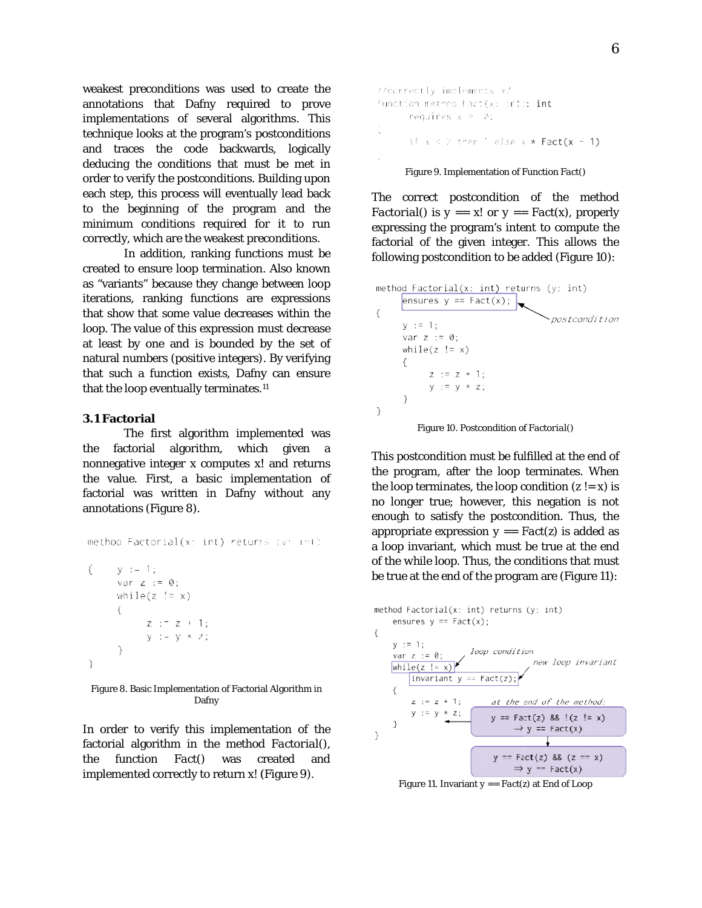weakest preconditions was used to create the annotations that Dafny required to prove implementations of several algorithms. This technique looks at the program's postconditions and traces the code backwards, logically deducing the conditions that must be met in order to verify the postconditions. Building upon each step, this process will eventually lead back to the beginning of the program and the minimum conditions required for it to run correctly, which are the weakest preconditions.

In addition, ranking functions must be created to ensure loop termination. Also known as "variants" because they change between loop iterations, ranking functions are expressions that show that some value decreases within the loop. The value of this expression must decrease at least by one and is bounded by the set of natural numbers (positive integers). By verifying that such a function exists, Dafny can ensure that the loop eventually terminates.[11]

### 3.1 Factorial

The first algorithm implemented was the factorial algorithm, which given a nonnegative integer x computes x! and returns the value. First, a basic implementation of factorial was written in Dafny without any annotations (Figure 8).

```
method Factorial(x: int) returns (y: int)

{    y := 1;
     var z := 0;
     while(z != x)
     {
          z := z + 1;
          y := y * z;
     }
}
```

Figure 8. Basic Implementation of Factorial Algorithm in Dafny

In order to verify this implementation of the factorial algorithm in the method *Factorial()*, the function *Fact()* was created and implemented correctly to return x! (Figure 9).

```
//correctly implements x!
function method Fact(x: int): int
     requires x >= 0;
{
     if x < 2 then 1 else x * Fact(x - 1)
}
```

Figure 9. Implementation of Function *Fact()*

The correct postcondition of the method *Factorial()* is y == x! or y == *Fact*(x), properly expressing the program's intent to compute the factorial of the given integer. This allows the following postcondition to be added (Figure 10):

```
method Factorial(x: int) returns (y: int)
     ensures y == Fact(x);          <- postcondition
{
     y := 1;
     var z := 0;
     while(z != x)
     {
          z := z + 1;
          y := y * z;
     }
}
```

Figure 10. Postcondition of *Factorial()*

This postcondition must be fulfilled at the end of the program, after the loop terminates. When the loop terminates, the loop condition (z != x) is no longer true; however, this negation is not enough to satisfy the postcondition. Thus, the appropriate expression y == *Fact*(z) is added as a loop invariant, which must be true at the end of the while loop. Thus, the conditions that must be true at the end of the program are (Figure 11):

```
method Factorial(x: int) returns (y: int)
    ensures y == Fact(x);
{
    y := 1;
    var z := 0;
    while(z != x)                  <- loop condition
    invariant y == Fact(z);        <- new loop invariant
    {
        z := z + 1;
        y := y * z;
    }
}
```

at the end of the method:

y == Fact(z) && !(z != x)
→ y == Fact(x)

y == Fact(z) && (z == x)
⇒ y == Fact(x)

Figure 11. Invariant y == *Fact*(z) at End of Loop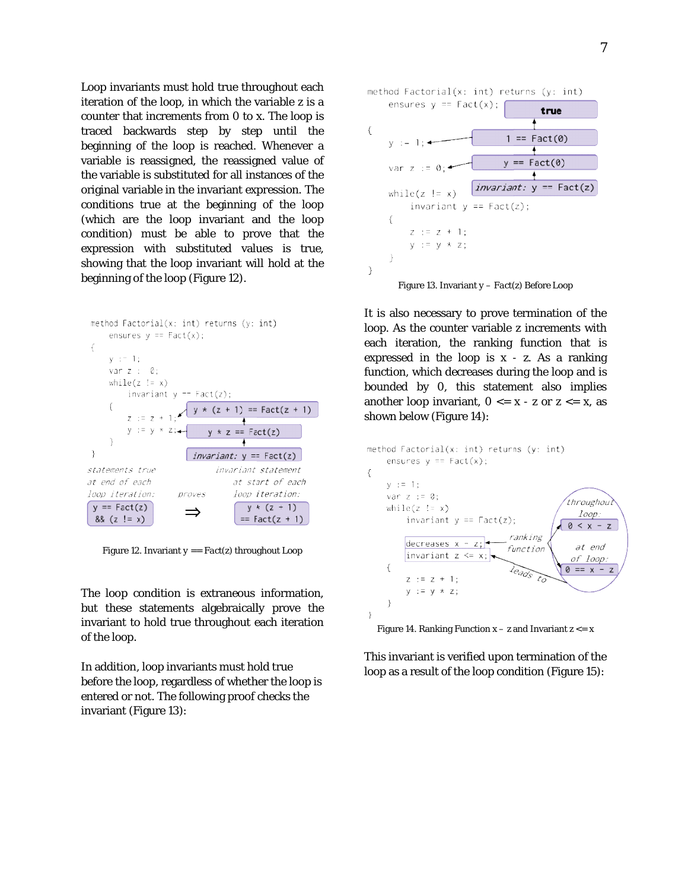Loop invariants must hold true throughout each iteration of the loop, in which the variable z is a counter that increments from 0 to x. The loop is traced backwards step by step until the beginning of the loop is reached. Whenever a variable is reassigned, the reassigned value of the variable is substituted for all instances of the original variable in the invariant expression. The conditions true at the beginning of the loop (which are the loop invariant and the loop condition) must be able to prove that the expression with substituted values is true, showing that the loop invariant will hold at the beginning of the loop (Figure 12).

```
method Factorial(x: int) returns (y: int)
    ensures y == Fact(x);
{
    y := 1;
    var z := 0;
    while(z != x)
        invariant y == Fact(z);
    {
        z := z + 1;      <- y * (z + 1) == Fact(z + 1)
        y := y * z;      <- y * z == Fact(z)
    }                       invariant: y == Fact(z)
}

statements true                 invariant statement
at end of each                  at start of each
loop iteration:     proves      loop iteration:
y == Fact(z)                    y * (z + 1)
&& (z != x)           ⇒         == Fact(z + 1)
```

Figure 12. Invariant y == Fact(z) throughout Loop

The loop condition is extraneous information, but these statements algebraically prove the invariant to hold true throughout each iteration of the loop.

In addition, loop invariants must hold true before the loop, regardless of whether the loop is entered or not. The following proof checks the invariant (Figure 13):

```
method Factorial(x: int) returns (y: int)
    ensures y == Fact(x);       true
{
    y := 1;                 <-  1 == Fact(0)
    var z := 0;             <-  y == Fact(0)
    while(z != x)               invariant: y == Fact(z)
        invariant y == Fact(z);
    {
        z := z + 1;
        y := y * z;
    }
}
```

Figure 13. Invariant y – Fact(z) Before Loop

It is also necessary to prove termination of the loop. As the counter variable z increments with each iteration, the ranking function that is expressed in the loop is x - z. As a ranking function, which decreases during the loop and is bounded by 0, this statement also implies another loop invariant, 0 <= x - z or z <= x, as shown below (Figure 14):

```
method Factorial(x: int) returns (y: int)
    ensures y == Fact(x);
{
    y := 1;
    var z := 0;
    while(z != x)
        invariant y == Fact(z);
        decreases x - z;        <- ranking function     throughout loop:
        invariant z <= x;       <- leads to               0 < x - z
    {                                                    at end of loop:
        z := z + 1;                                       0 == x - z
        y := y * z;
    }
}
```

Figure 14. Ranking Function x – z and Invariant z <= x

This invariant is verified upon termination of the loop as a result of the loop condition (Figure 15):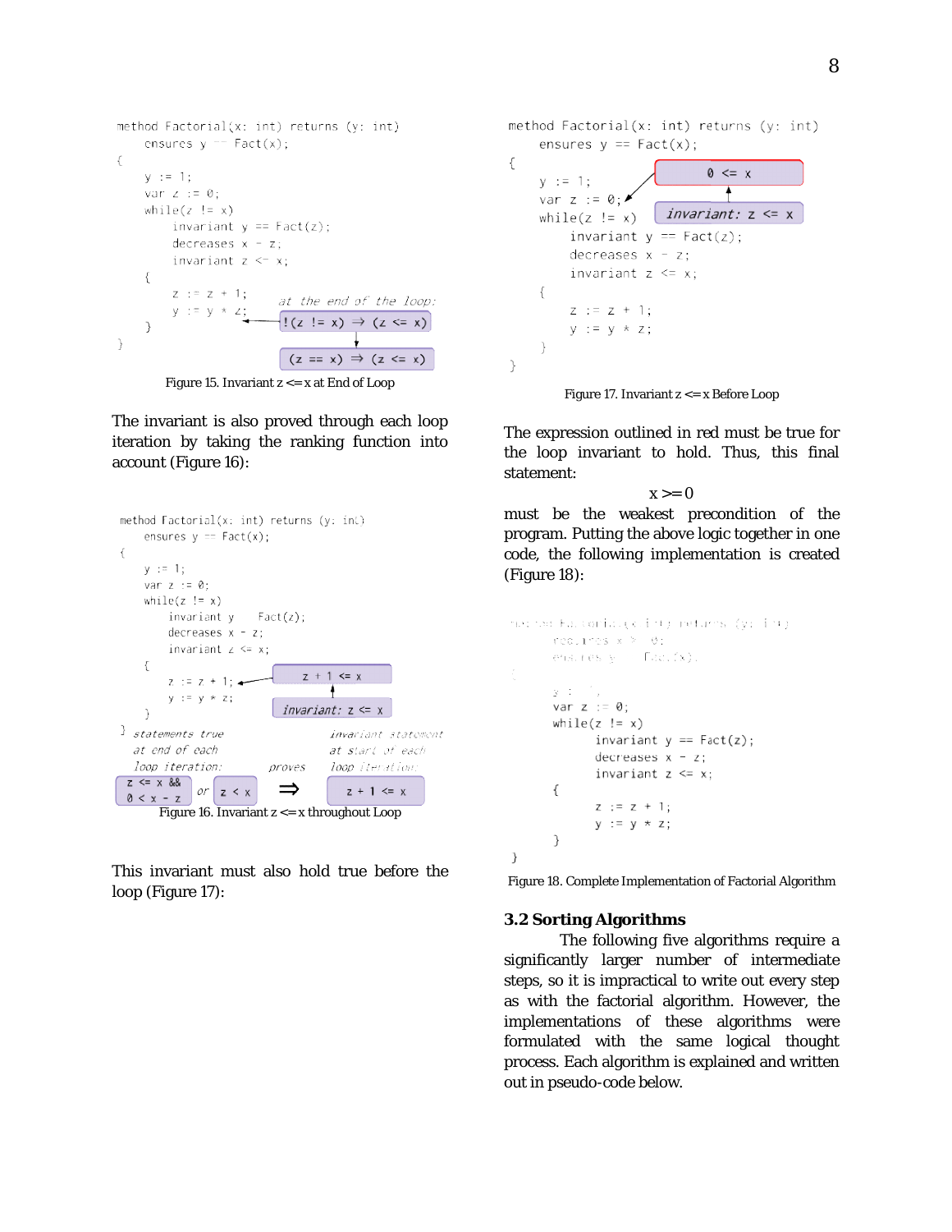```
method Factorial(x: int) returns (y: int)
    ensures y == Fact(x);
{
    y := 1;
    var z := 0;
    while(z != x)
        invariant y == Fact(z);
        decreases x - z;
        invariant z <= x;
    {
        z := z + 1;
        y := y * z;
    }
}
```

at the end of the loop:

!(z != x) ⇒ (z <= x)

(z == x) ⇒ (z <= x)

Figure 15. Invariant z <= x at End of Loop

The invariant is also proved through each loop iteration by taking the ranking function into account (Figure 16):

```
method Factorial(x: int) returns (y: int)
    ensures y == Fact(x);
{
    y := 1;
    var z := 0;
    while(z != x)
        invariant y == Fact(z);
        decreases x - z;
        invariant z <= x;
    {
        z := z + 1;
        y := y * z;
    }
}
```

z + 1 <= x

invariant: z <= x

statements true at end of each loop iteration:

z <= x && 0 < x - z or z < x

proves ⇒

invariant statement at start of each loop iteration:

z + 1 <= x

Figure 16. Invariant z <= x throughout Loop

This invariant must also hold true before the loop (Figure 17):

```
method Factorial(x: int) returns (y: int)
    ensures y == Fact(x);
{
    y := 1;
    var z := 0;
    while(z != x)
        invariant y == Fact(z);
        decreases x - z;
        invariant z <= x;
    {
        z := z + 1;
        y := y * z;
    }
}
```

0 <= x

invariant: z <= x

Figure 17. Invariant z <= x Before Loop

The expression outlined in red must be true for the loop invariant to hold. Thus, this final statement:

$$x >= 0$$

must be the weakest precondition of the program. Putting the above logic together in one code, the following implementation is created (Figure 18):

```
method Factorial(x: int) returns (y: int)
    requires x >= 0;
    ensures y == Fact(x);
{
    y := 1;
    var z := 0;
    while(z != x)
        invariant y == Fact(z);
        decreases x - z;
        invariant z <= x;
    {
        z := z + 1;
        y := y * z;
    }
}
```

Figure 18. Complete Implementation of Factorial Algorithm

### 3.2 Sorting Algorithms

The following five algorithms require a significantly larger number of intermediate steps, so it is impractical to write out every step as with the factorial algorithm. However, the implementations of these algorithms were formulated with the same logical thought process. Each algorithm is explained and written out in pseudo-code below.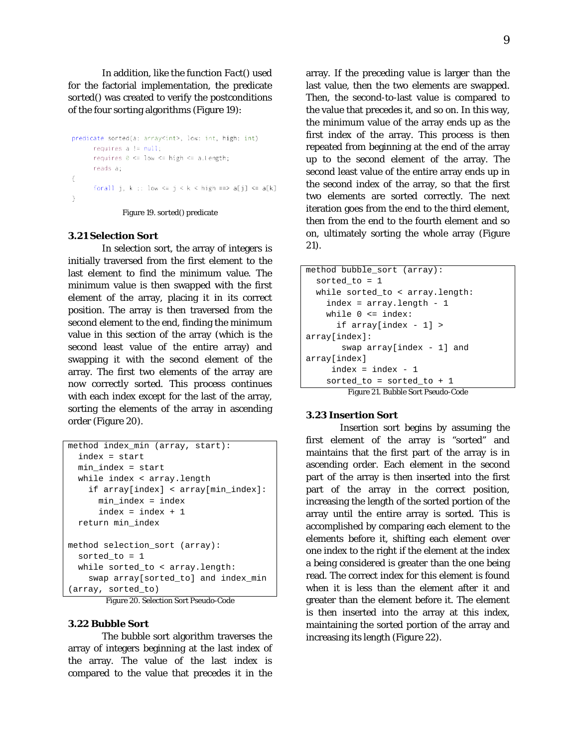In addition, like the function *Fact*() used for the factorial implementation, the predicate sorted() was created to verify the postconditions of the four sorting algorithms (Figure 19):

```
predicate sorted(a: array<int>, low: int, high: int)
      requires a != null;
      requires 0 <= low <= high <= a.Length;
      reads a;
{
      forall j, k :: low <= j < k < high ==> a[j] <= a[k]
}
```

Figure 19. sorted() predicate

### 3.21 Selection Sort

In selection sort, the array of integers is initially traversed from the first element to the last element to find the minimum value. The minimum value is then swapped with the first element of the array, placing it in its correct position. The array is then traversed from the second element to the end, finding the minimum value in this section of the array (which is the second least value of the entire array) and swapping it with the second element of the array. The first two elements of the array are now correctly sorted. This process continues with each index except for the last of the array, sorting the elements of the array in ascending order (Figure 20).

```
method index_min (array, start):
  index = start
  min_index = start
  while index < array.length
    if array[index] < array[min_index]:
      min_index = index
      index = index + 1
  return min_index

method selection_sort (array):
  sorted_to = 1
  while sorted_to < array.length:
    swap array[sorted_to] and index_min
(array, sorted_to)
```

Figure 20. Selection Sort Pseudo-Code

### 3.22 Bubble Sort

The bubble sort algorithm traverses the array of integers beginning at the last index of the array. The value of the last index is compared to the value that precedes it in the array. If the preceding value is larger than the last value, then the two elements are swapped. Then, the second-to-last value is compared to the value that precedes it, and so on. In this way, the minimum value of the array ends up as the first index of the array. This process is then repeated from beginning at the end of the array up to the second element of the array. The second least value of the entire array ends up in the second index of the array, so that the first two elements are sorted correctly. The next iteration goes from the end to the third element, then from the end to the fourth element and so on, ultimately sorting the whole array (Figure 21).

```
method bubble_sort (array):
  sorted_to = 1
  while sorted_to < array.length:
    index = array.length - 1
    while 0 <= index:
      if array[index - 1] >
array[index]:
        swap array[index - 1] and
array[index]
     index = index - 1
    sorted_to = sorted_to + 1
```

Figure 21. Bubble Sort Pseudo-Code

### 3.23 Insertion Sort

Insertion sort begins by assuming the first element of the array is "sorted" and maintains that the first part of the array is in ascending order. Each element in the second part of the array is then inserted into the first part of the array in the correct position, increasing the length of the sorted portion of the array until the entire array is sorted. This is accomplished by comparing each element to the elements before it, shifting each element over one index to the right if the element at the index a being considered is greater than the one being read. The correct index for this element is found when it is less than the element after it and greater than the element before it. The element is then inserted into the array at this index, maintaining the sorted portion of the array and increasing its length (Figure 22).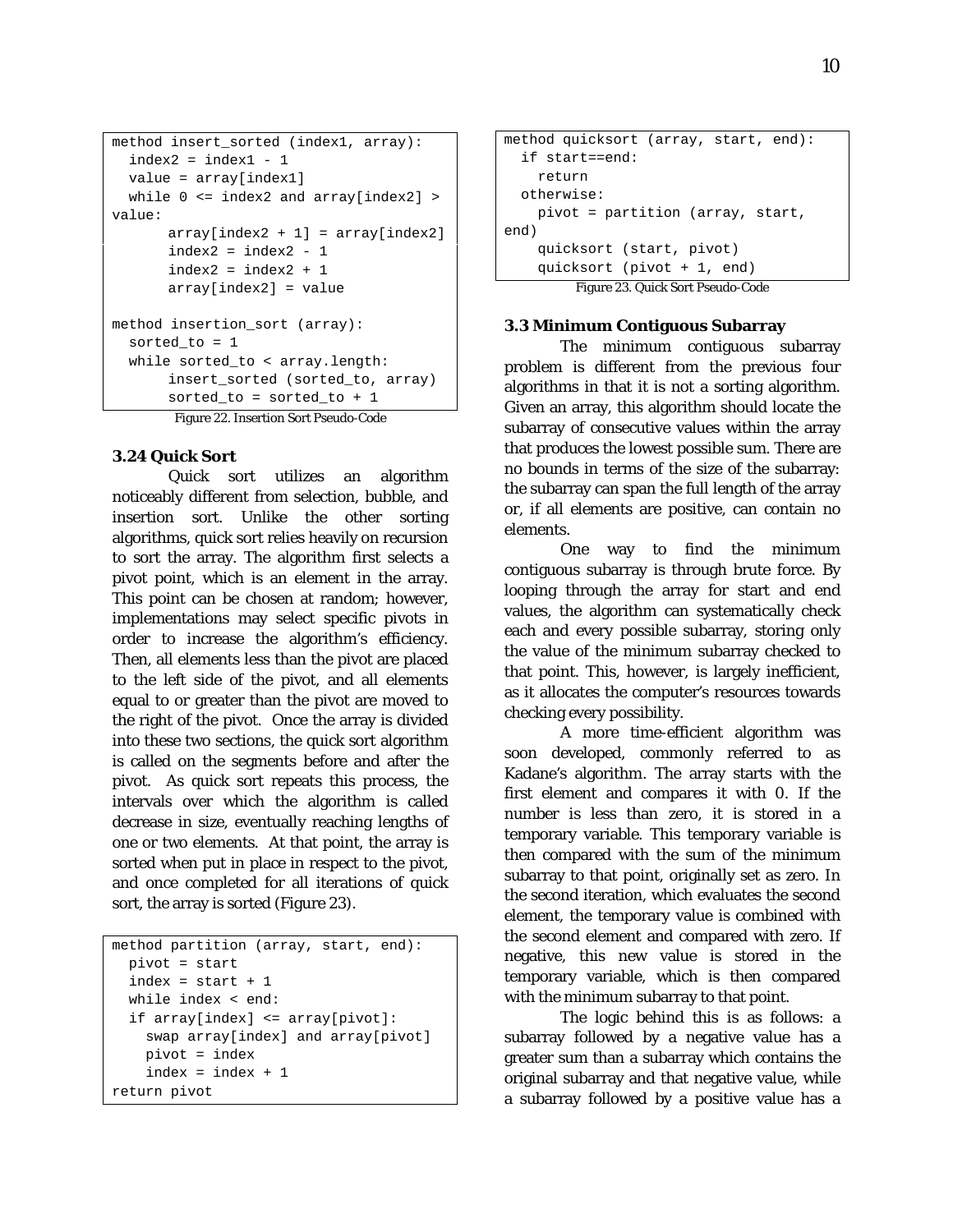```
method insert_sorted (index1, array):
  index2 = index1 - 1
  value = array[index1]
  while 0 <= index2 and array[index2] >
value:
       array[index2 + 1] = array[index2]
       index2 = index2 - 1
       index2 = index2 + 1
       array[index2] = value

method insertion_sort (array):
  sorted_to = 1
  while sorted_to < array.length:
       insert_sorted (sorted_to, array)
       sorted_to = sorted_to + 1
```

Figure 22. Insertion Sort Pseudo-Code

### 3.24 Quick Sort

Quick sort utilizes an algorithm noticeably different from selection, bubble, and insertion sort. Unlike the other sorting algorithms, quick sort relies heavily on recursion to sort the array. The algorithm first selects a pivot point, which is an element in the array. This point can be chosen at random; however, implementations may select specific pivots in order to increase the algorithm's efficiency. Then, all elements less than the pivot are placed to the left side of the pivot, and all elements equal to or greater than the pivot are moved to the right of the pivot. Once the array is divided into these two sections, the quick sort algorithm is called on the segments before and after the pivot. As quick sort repeats this process, the intervals over which the algorithm is called decrease in size, eventually reaching lengths of one or two elements. At that point, the array is sorted when put in place in respect to the pivot, and once completed for all iterations of quick sort, the array is sorted (Figure 23).

```
method partition (array, start, end):
  pivot = start
  index = start + 1
  while index < end:
  if array[index] <= array[pivot]:
    swap array[index] and array[pivot]
    pivot = index
    index = index + 1
return pivot
```

```
method quicksort (array, start, end):
  if start==end:
    return
  otherwise:
    pivot = partition (array, start,
end)
    quicksort (start, pivot)
    quicksort (pivot + 1, end)
```

Figure 23. Quick Sort Pseudo-Code

### 3.3 Minimum Contiguous Subarray

The minimum contiguous subarray problem is different from the previous four algorithms in that it is not a sorting algorithm. Given an array, this algorithm should locate the subarray of consecutive values within the array that produces the lowest possible sum. There are no bounds in terms of the size of the subarray: the subarray can span the full length of the array or, if all elements are positive, can contain no elements.

One way to find the minimum contiguous subarray is through brute force. By looping through the array for start and end values, the algorithm can systematically check each and every possible subarray, storing only the value of the minimum subarray checked to that point. This, however, is largely inefficient, as it allocates the computer's resources towards checking every possibility.

A more time-efficient algorithm was soon developed, commonly referred to as Kadane's algorithm. The array starts with the first element and compares it with 0. If the number is less than zero, it is stored in a temporary variable. This temporary variable is then compared with the sum of the minimum subarray to that point, originally set as zero. In the second iteration, which evaluates the second element, the temporary value is combined with the second element and compared with zero. If negative, this new value is stored in the temporary variable, which is then compared with the minimum subarray to that point.

The logic behind this is as follows: a subarray followed by a negative value has a greater sum than a subarray which contains the original subarray and that negative value, while a subarray followed by a positive value has a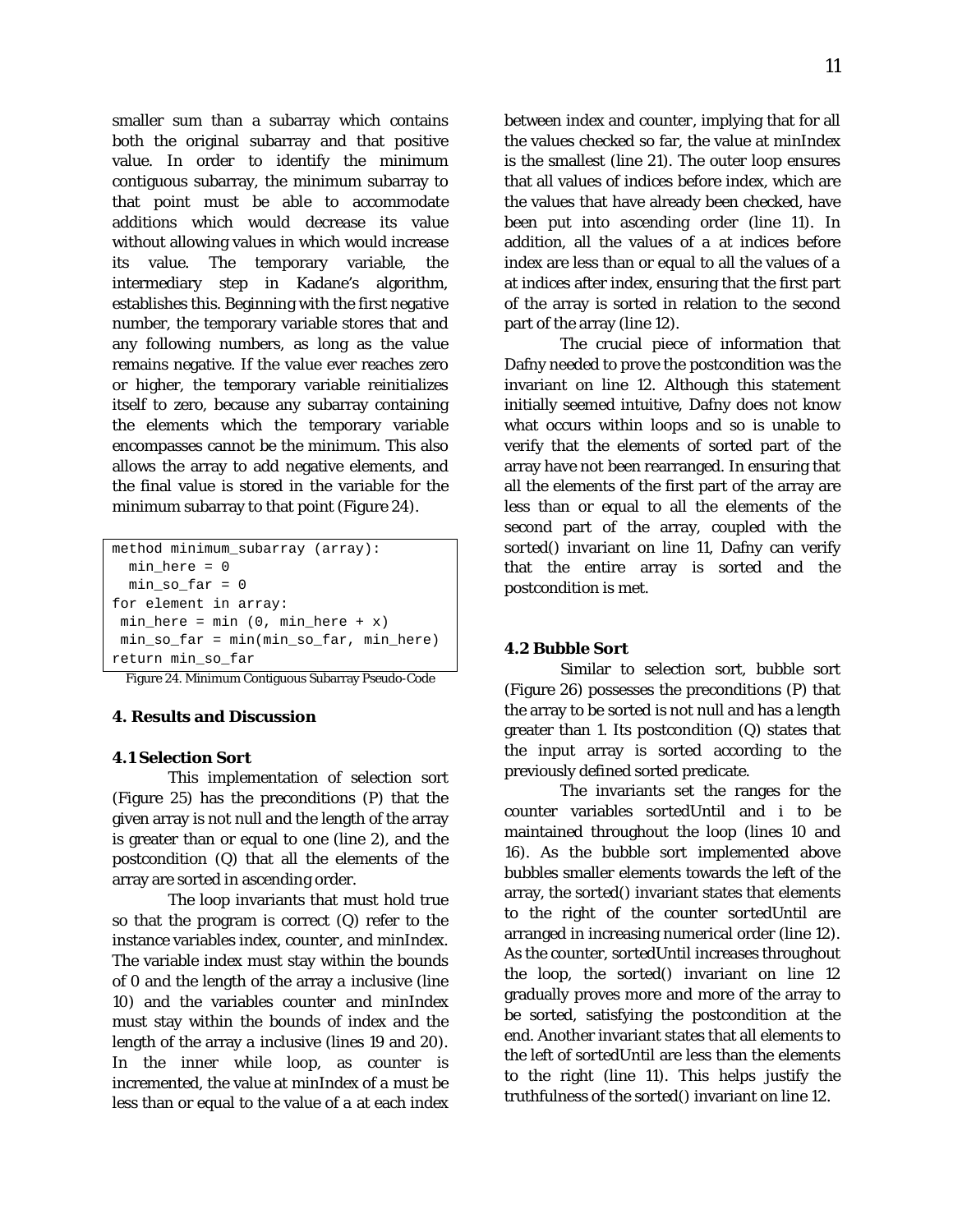smaller sum than a subarray which contains both the original subarray and that positive value. In order to identify the minimum contiguous subarray, the minimum subarray to that point must be able to accommodate additions which would decrease its value without allowing values in which would increase its value. The temporary variable, the intermediary step in Kadane's algorithm, establishes this. Beginning with the first negative number, the temporary variable stores that and any following numbers, as long as the value remains negative. If the value ever reaches zero or higher, the temporary variable reinitializes itself to zero, because any subarray containing the elements which the temporary variable encompasses cannot be the minimum. This also allows the array to add negative elements, and the final value is stored in the variable for the minimum subarray to that point (Figure 24).

```
method minimum_subarray (array):
  min_here = 0
  min_so_far = 0
for element in array:
 min_here = min (0, min_here + x)
 min_so_far = min(min_so_far, min_here)
return min_so_far
```

Figure 24. Minimum Contiguous Subarray Pseudo-Code

## 4. Results and Discussion

### 4.1 Selection Sort

This implementation of selection sort (Figure 25) has the preconditions (P) that the given array is not null and the length of the array is greater than or equal to one (line 2), and the postcondition (Q) that all the elements of the array are sorted in ascending order.

The loop invariants that must hold true so that the program is correct (Q) refer to the instance variables index, counter, and minIndex. The variable index must stay within the bounds of 0 and the length of the array a inclusive (line 10) and the variables counter and minIndex must stay within the bounds of index and the length of the array a inclusive (lines 19 and 20). In the inner while loop, as counter is incremented, the value at minIndex of a must be less than or equal to the value of a at each index between index and counter, implying that for all the values checked so far, the value at minIndex is the smallest (line 21). The outer loop ensures that all values of indices before index, which are the values that have already been checked, have been put into ascending order (line 11). In addition, all the values of a at indices before index are less than or equal to all the values of a at indices after index, ensuring that the first part of the array is sorted in relation to the second part of the array (line 12).

The crucial piece of information that Dafny needed to prove the postcondition was the invariant on line 12. Although this statement initially seemed intuitive, Dafny does not know what occurs within loops and so is unable to verify that the elements of sorted part of the array have not been rearranged. In ensuring that all the elements of the first part of the array are less than or equal to all the elements of the second part of the array, coupled with the sorted() invariant on line 11, Dafny can verify that the entire array is sorted and the postcondition is met.

### 4.2 Bubble Sort

Similar to selection sort, bubble sort (Figure 26) possesses the preconditions (P) that the array to be sorted is not null and has a length greater than 1. Its postcondition (Q) states that the input array is sorted according to the previously defined sorted predicate.

The invariants set the ranges for the counter variables sortedUntil and i to be maintained throughout the loop (lines 10 and 16). As the bubble sort implemented above bubbles smaller elements towards the left of the array, the sorted() invariant states that elements to the right of the counter sortedUntil are arranged in increasing numerical order (line 12). As the counter, sortedUntil increases throughout the loop, the sorted() invariant on line 12 gradually proves more and more of the array to be sorted, satisfying the postcondition at the end. Another invariant states that all elements to the left of sortedUntil are less than the elements to the right (line 11). This helps justify the truthfulness of the sorted() invariant on line 12.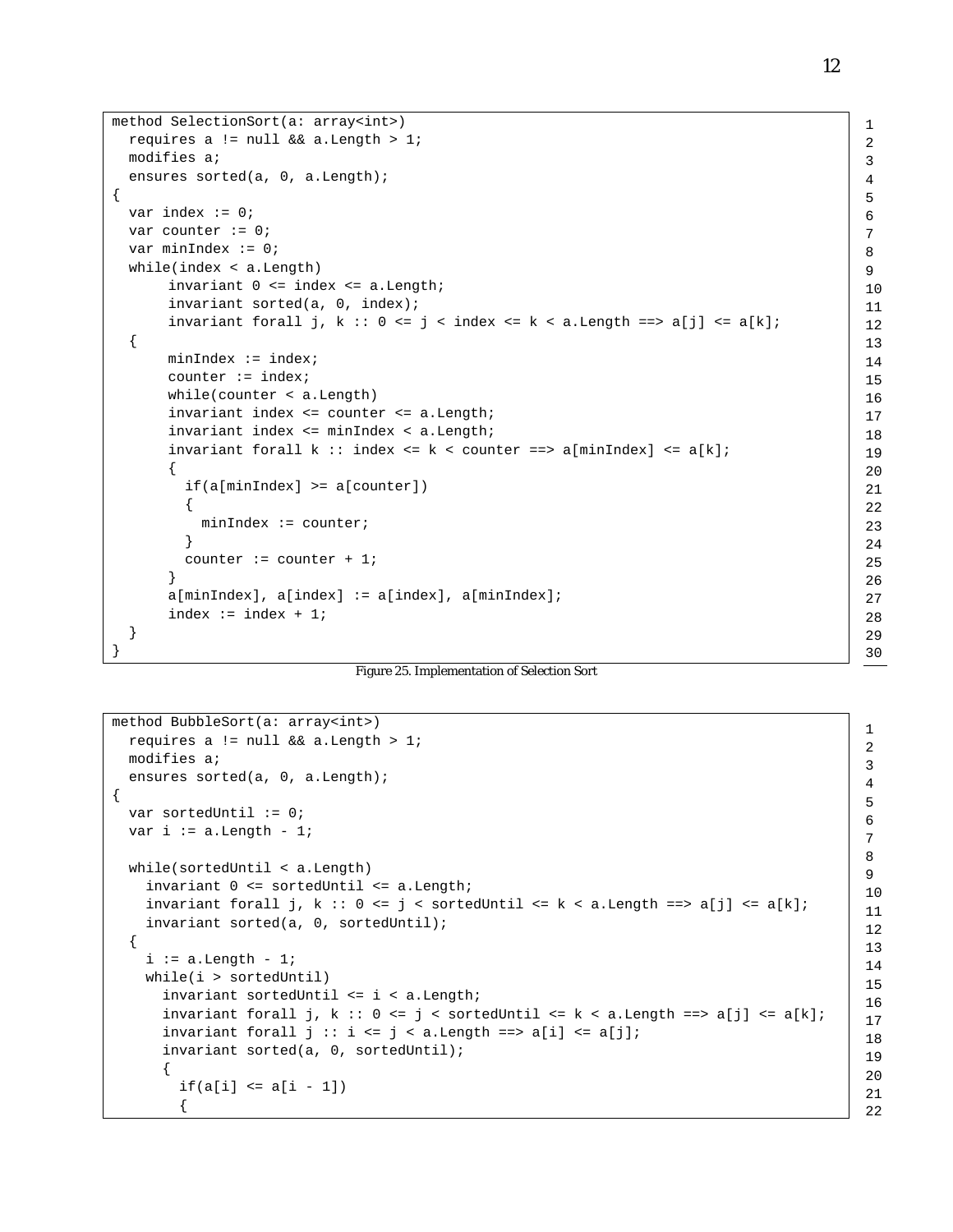```
method SelectionSort(a: array<int>)
  requires a != null && a.Length > 1;
  modifies a;
  ensures sorted(a, 0, a.Length);
{
  var index := 0;
  var counter := 0;
  var minIndex := 0;
  while(index < a.Length)
       invariant 0 <= index <= a.Length;
       invariant sorted(a, 0, index);
       invariant forall j, k :: 0 <= j < index <= k < a.Length ==> a[j] <= a[k];
  {
       minIndex := index;
       counter := index;
       while(counter < a.Length)
       invariant index <= counter <= a.Length;
       invariant index <= minIndex < a.Length;
       invariant forall k :: index <= k < counter ==> a[minIndex] <= a[k];
       {
         if(a[minIndex] >= a[counter])
         {
           minIndex := counter;
         }
         counter := counter + 1;
       }
       a[minIndex], a[index] := a[index], a[minIndex];
       index := index + 1;
  }
}
```

Figure 25. Implementation of Selection Sort

```
method BubbleSort(a: array<int>)
  requires a != null && a.Length > 1;
  modifies a;
  ensures sorted(a, 0, a.Length);
{
  var sortedUntil := 0;
  var i := a.Length - 1;

  while(sortedUntil < a.Length)
    invariant 0 <= sortedUntil <= a.Length;
    invariant forall j, k :: 0 <= j < sortedUntil <= k < a.Length ==> a[j] <= a[k];
    invariant sorted(a, 0, sortedUntil);
  {
    i := a.Length - 1;
    while(i > sortedUntil)
      invariant sortedUntil <= i < a.Length;
      invariant forall j, k :: 0 <= j < sortedUntil <= k < a.Length ==> a[j] <= a[k];
      invariant forall j :: i <= j < a.Length ==> a[i] <= a[j];
      invariant sorted(a, 0, sortedUntil);
      {
        if(a[i] <= a[i - 1])
        {
```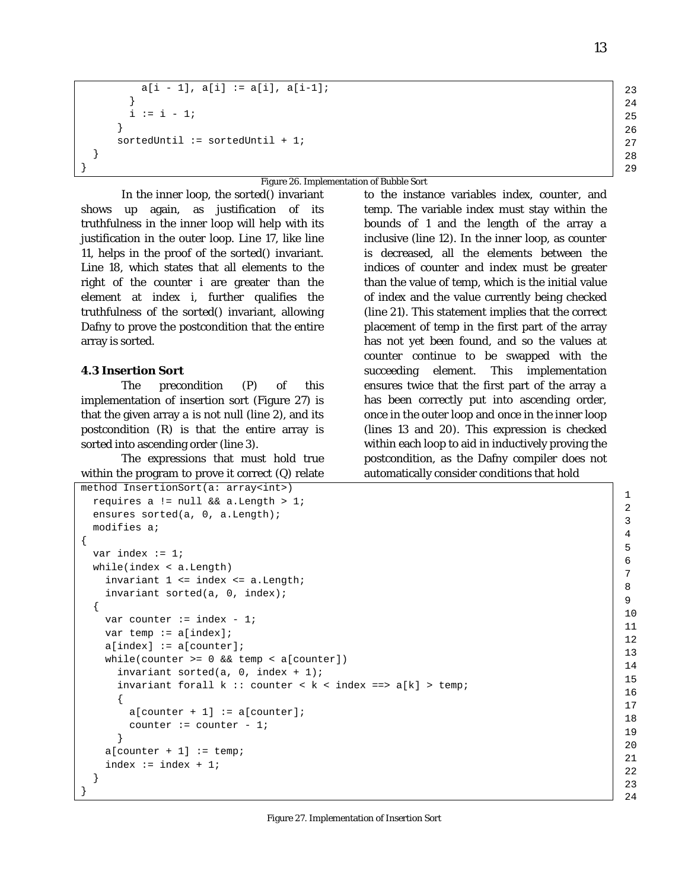```
          a[i - 1], a[i] := a[i], a[i-1];
        }
        i := i - 1;
      }
      sortedUntil := sortedUntil + 1;
  }
}
```

Figure 26. Implementation of Bubble Sort

In the inner loop, the sorted() invariant shows up again, as justification of its truthfulness in the inner loop will help with its justification in the outer loop. Line 17, like line 11, helps in the proof of the sorted() invariant. Line 18, which states that all elements to the right of the counter i are greater than the element at index i, further qualifies the truthfulness of the sorted() invariant, allowing Dafny to prove the postcondition that the entire array is sorted.

### 4.3 Insertion Sort

The precondition (P) of this implementation of insertion sort (Figure 27) is that the given array a is not null (line 2), and its postcondition (R) is that the entire array is sorted into ascending order (line 3).

The expressions that must hold true within the program to prove it correct (Q) relate to the instance variables index, counter, and temp. The variable index must stay within the bounds of 1 and the length of the array a inclusive (line 12). In the inner loop, as counter is decreased, all the elements between the indices of counter and index must be greater than the value of temp, which is the initial value of index and the value currently being checked (line 21). This statement implies that the correct placement of temp in the first part of the array has not yet been found, and so the values at counter continue to be swapped with the succeeding element. This implementation ensures twice that the first part of the array a has been correctly put into ascending order, once in the outer loop and once in the inner loop (lines 13 and 20). This expression is checked within each loop to aid in inductively proving the postcondition, as the Dafny compiler does not automatically consider conditions that hold

```
method InsertionSort(a: array<int>)
  requires a != null && a.Length > 1;
  ensures sorted(a, 0, a.Length);
  modifies a;
{
  var index := 1;
  while(index < a.Length)
    invariant 1 <= index <= a.Length;
    invariant sorted(a, 0, index);
  {
    var counter := index - 1;
    var temp := a[index];
    a[index] := a[counter];
    while(counter >= 0 && temp < a[counter])
      invariant sorted(a, 0, index + 1);
      invariant forall k :: counter < k < index ==> a[k] > temp;
      {
        a[counter + 1] := a[counter];
        counter := counter - 1;
      }
    a[counter + 1] := temp;
    index := index + 1;
  }
}
```

Figure 27. Implementation of Insertion Sort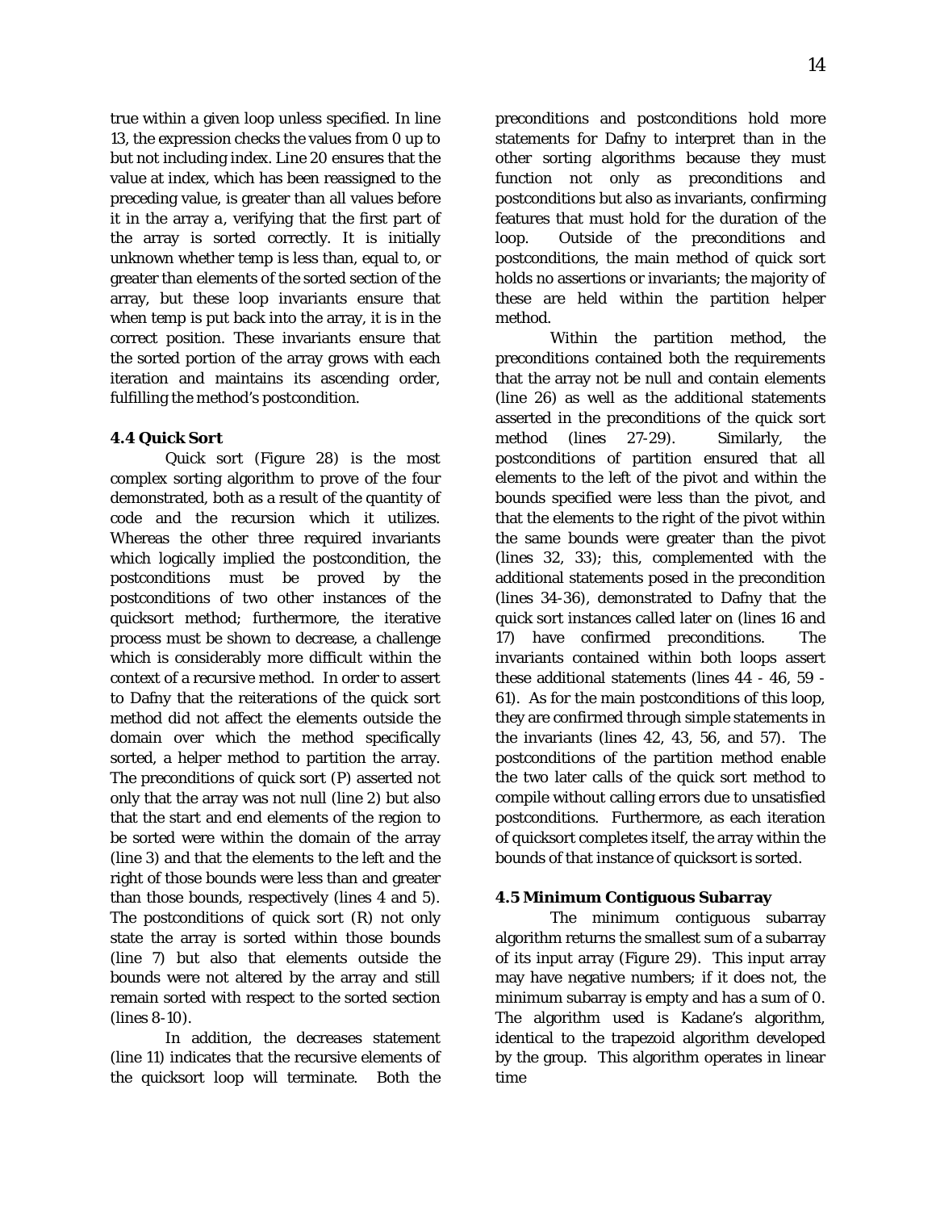true within a given loop unless specified. In line 13, the expression checks the values from 0 up to but not including index. Line 20 ensures that the value at index, which has been reassigned to the preceding value, is greater than all values before it in the array a, verifying that the first part of the array is sorted correctly. It is initially unknown whether temp is less than, equal to, or greater than elements of the sorted section of the array, but these loop invariants ensure that when temp is put back into the array, it is in the correct position. These invariants ensure that the sorted portion of the array grows with each iteration and maintains its ascending order, fulfilling the method's postcondition.

### 4.4 Quick Sort

Quick sort (Figure 28) is the most complex sorting algorithm to prove of the four demonstrated, both as a result of the quantity of code and the recursion which it utilizes. Whereas the other three required invariants which logically implied the postcondition, the postconditions must be proved by the postconditions of two other instances of the quicksort method; furthermore, the iterative process must be shown to decrease, a challenge which is considerably more difficult within the context of a recursive method. In order to assert to Dafny that the reiterations of the quick sort method did not affect the elements outside the domain over which the method specifically sorted, a helper method to partition the array. The preconditions of quick sort (P) asserted not only that the array was not null (line 2) but also that the start and end elements of the region to be sorted were within the domain of the array (line 3) and that the elements to the left and the right of those bounds were less than and greater than those bounds, respectively (lines 4 and 5). The postconditions of quick sort (R) not only state the array is sorted within those bounds (line 7) but also that elements outside the bounds were not altered by the array and still remain sorted with respect to the sorted section (lines 8-10).

In addition, the decreases statement (line 11) indicates that the recursive elements of the quicksort loop will terminate. Both the preconditions and postconditions hold more statements for Dafny to interpret than in the other sorting algorithms because they must function not only as preconditions and postconditions but also as invariants, confirming features that must hold for the duration of the loop. Outside of the preconditions and postconditions, the main method of quick sort holds no assertions or invariants; the majority of these are held within the partition helper method.

Within the partition method, the preconditions contained both the requirements that the array not be null and contain elements (line 26) as well as the additional statements asserted in the preconditions of the quick sort method (lines 27-29). Similarly, the postconditions of partition ensured that all elements to the left of the pivot and within the bounds specified were less than the pivot, and that the elements to the right of the pivot within the same bounds were greater than the pivot (lines 32, 33); this, complemented with the additional statements posed in the precondition (lines 34-36), demonstrated to Dafny that the quick sort instances called later on (lines 16 and 17) have confirmed preconditions. The invariants contained within both loops assert these additional statements (lines 44 - 46, 59 - 61). As for the main postconditions of this loop, they are confirmed through simple statements in the invariants (lines 42, 43, 56, and 57). The postconditions of the partition method enable the two later calls of the quick sort method to compile without calling errors due to unsatisfied postconditions. Furthermore, as each iteration of quicksort completes itself, the array within the bounds of that instance of quicksort is sorted.

### 4.5 Minimum Contiguous Subarray

The minimum contiguous subarray algorithm returns the smallest sum of a subarray of its input array (Figure 29). This input array may have negative numbers; if it does not, the minimum subarray is empty and has a sum of 0. The algorithm used is Kadane's algorithm, identical to the trapezoid algorithm developed by the group. This algorithm operates in linear time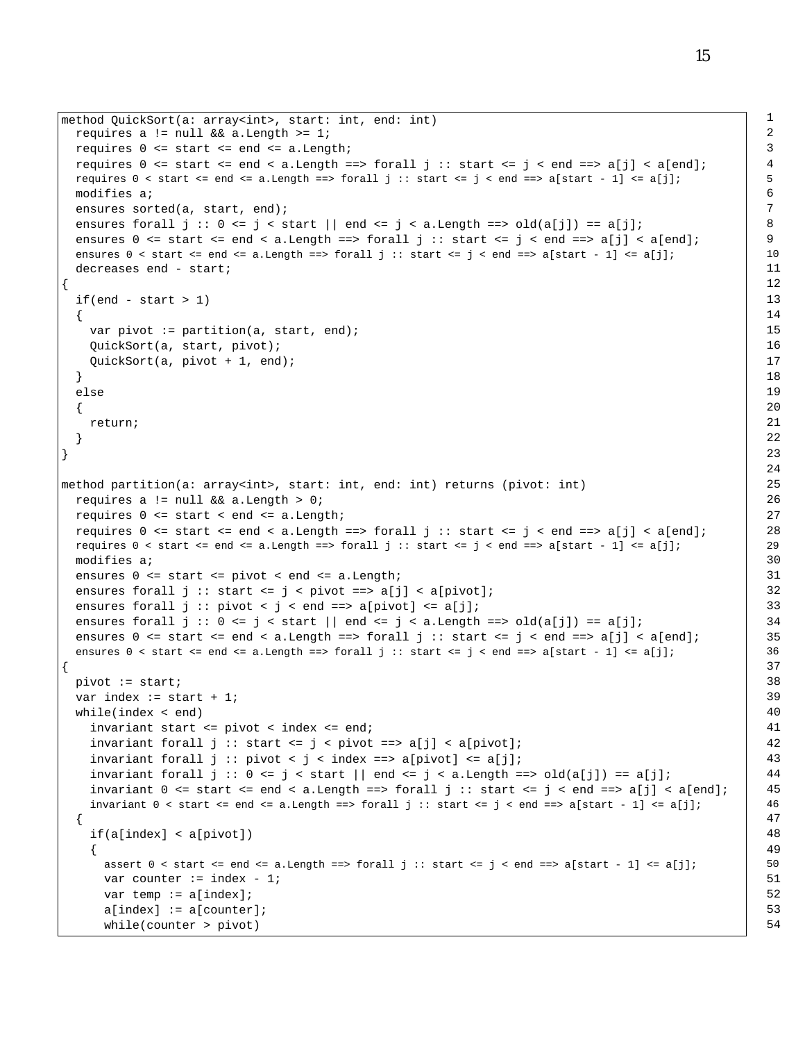```
method QuickSort(a: array<int>, start: int, end: int)
  requires a != null && a.Length >= 1;
  requires 0 <= start <= end <= a.Length;
  requires 0 <= start <= end < a.Length ==> forall j :: start <= j < end ==> a[j] < a[end];
  requires 0 < start <= end <= a.Length ==> forall j :: start <= j < end ==> a[start - 1] <= a[j];
  modifies a;
  ensures sorted(a, start, end);
  ensures forall j :: 0 <= j < start || end <= j < a.Length ==> old(a[j]) == a[j];
  ensures 0 <= start <= end < a.Length ==> forall j :: start <= j < end ==> a[j] < a[end];
  ensures 0 < start <= end <= a.Length ==> forall j :: start <= j < end ==> a[start - 1] <= a[j];
  decreases end - start;
{
  if(end - start > 1)
  {
    var pivot := partition(a, start, end);
    QuickSort(a, start, pivot);
    QuickSort(a, pivot + 1, end);
  }
  else
  {
    return;
  }
}

method partition(a: array<int>, start: int, end: int) returns (pivot: int)
  requires a != null && a.Length > 0;
  requires 0 <= start < end <= a.Length;
  requires 0 <= start <= end < a.Length ==> forall j :: start <= j < end ==> a[j] < a[end];
  requires 0 < start <= end <= a.Length ==> forall j :: start <= j < end ==> a[start - 1] <= a[j];
  modifies a;
  ensures 0 <= start <= pivot < end <= a.Length;
  ensures forall j :: start <= j < pivot ==> a[j] < a[pivot];
  ensures forall j :: pivot < j < end ==> a[pivot] <= a[j];
  ensures forall j :: 0 <= j < start || end <= j < a.Length ==> old(a[j]) == a[j];
  ensures 0 <= start <= end < a.Length ==> forall j :: start <= j < end ==> a[j] < a[end];
  ensures 0 < start <= end <= a.Length ==> forall j :: start <= j < end ==> a[start - 1] <= a[j];
{
  pivot := start;
  var index := start + 1;
  while(index < end)
    invariant start <= pivot < index <= end;
    invariant forall j :: start <= j < pivot ==> a[j] < a[pivot];
    invariant forall j :: pivot < j < index ==> a[pivot] <= a[j];
    invariant forall j :: 0 <= j < start || end <= j < a.Length ==> old(a[j]) == a[j];
    invariant 0 <= start <= end < a.Length ==> forall j :: start <= j < end ==> a[j] < a[end];
    invariant 0 < start <= end <= a.Length ==> forall j :: start <= j < end ==> a[start - 1] <= a[j];
  {
    if(a[index] < a[pivot])
    {
      assert 0 < start <= end <= a.Length ==> forall j :: start <= j < end ==> a[start - 1] <= a[j];
      var counter := index - 1;
      var temp := a[index];
      a[index] := a[counter];
      while(counter > pivot)
```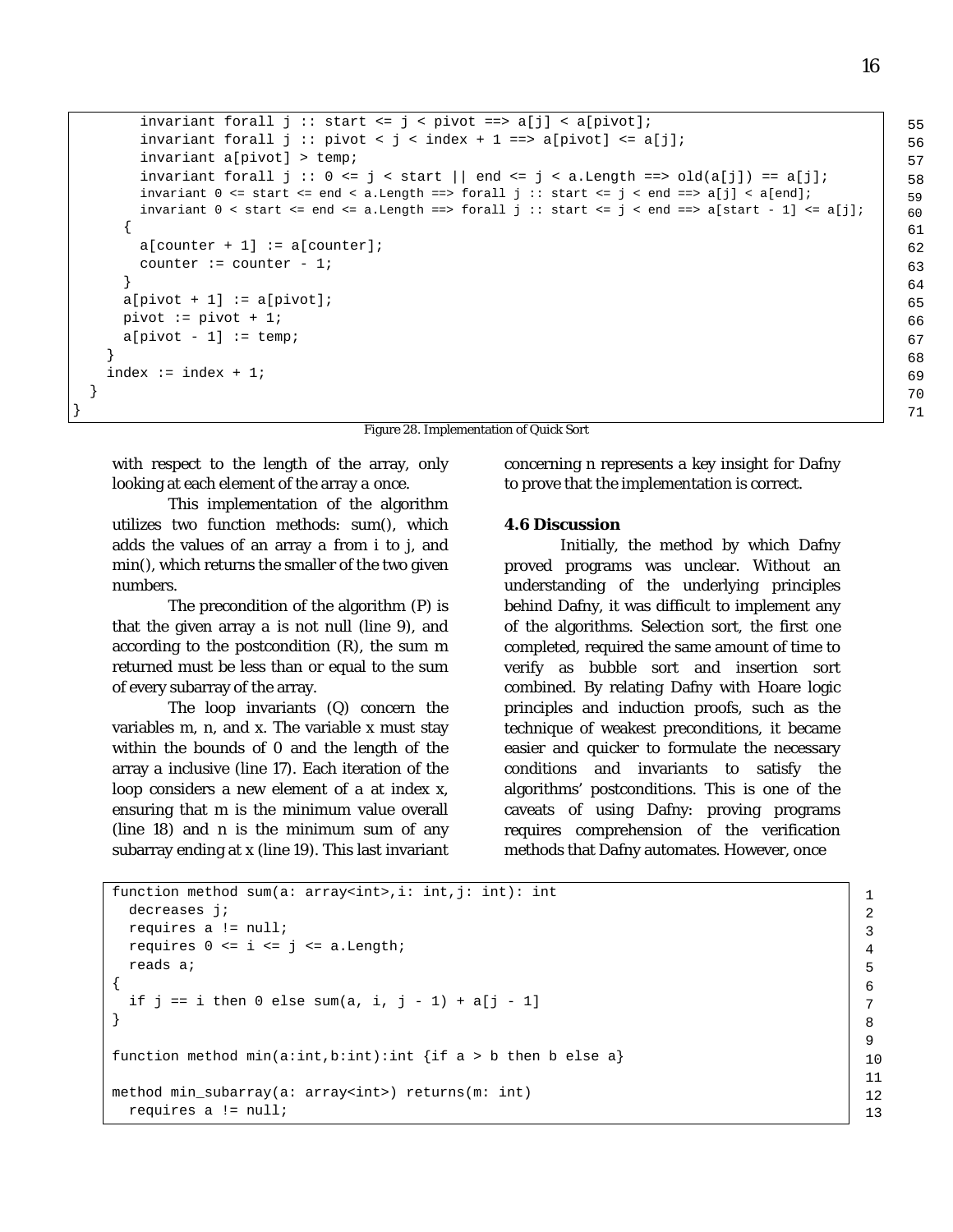```
        invariant forall j :: start <= j < pivot ==> a[j] < a[pivot];
        invariant forall j :: pivot < j < index + 1 ==> a[pivot] <= a[j];
        invariant a[pivot] > temp;
        invariant forall j :: 0 <= j < start || end <= j < a.Length ==> old(a[j]) == a[j];
        invariant 0 <= start <= end < a.Length ==> forall j :: start <= j < end ==> a[j] < a[end];
        invariant 0 < start <= end <= a.Length ==> forall j :: start <= j < end ==> a[start - 1] <= a[j];
      {
        a[counter + 1] := a[counter];
        counter := counter - 1;
      }
      a[pivot + 1] := a[pivot];
      pivot := pivot + 1;
      a[pivot - 1] := temp;
    }
    index := index + 1;
  }
}
```

Figure 28. Implementation of Quick Sort

with respect to the length of the array, only looking at each element of the array a once.

This implementation of the algorithm utilizes two function methods: sum(), which adds the values of an array a from i to j, and min(), which returns the smaller of the two given numbers.

The precondition of the algorithm (P) is that the given array a is not null (line 9), and according to the postcondition (R), the sum m returned must be less than or equal to the sum of every subarray of the array.

The loop invariants (Q) concern the variables m, n, and x. The variable x must stay within the bounds of 0 and the length of the array a inclusive (line 17). Each iteration of the loop considers a new element of a at index x, ensuring that m is the minimum value overall (line 18) and n is the minimum sum of any subarray ending at x (line 19). This last invariant concerning n represents a key insight for Dafny to prove that the implementation is correct.

### 4.6 Discussion

Initially, the method by which Dafny proved programs was unclear. Without an understanding of the underlying principles behind Dafny, it was difficult to implement any of the algorithms. Selection sort, the first one completed, required the same amount of time to verify as bubble sort and insertion sort combined. By relating Dafny with Hoare logic principles and induction proofs, such as the technique of weakest preconditions, it became easier and quicker to formulate the necessary conditions and invariants to satisfy the algorithms' postconditions. This is one of the caveats of using Dafny: proving programs requires comprehension of the verification methods that Dafny automates. However, once

```
function method sum(a: array<int>,i: int,j: int): int
  decreases j;
  requires a != null;
  requires 0 <= i <= j <= a.Length;
  reads a;
{
  if j == i then 0 else sum(a, i, j - 1) + a[j - 1]
}

function method min(a:int,b:int):int {if a > b then b else a}

method min_subarray(a: array<int>) returns(m: int)
  requires a != null;
```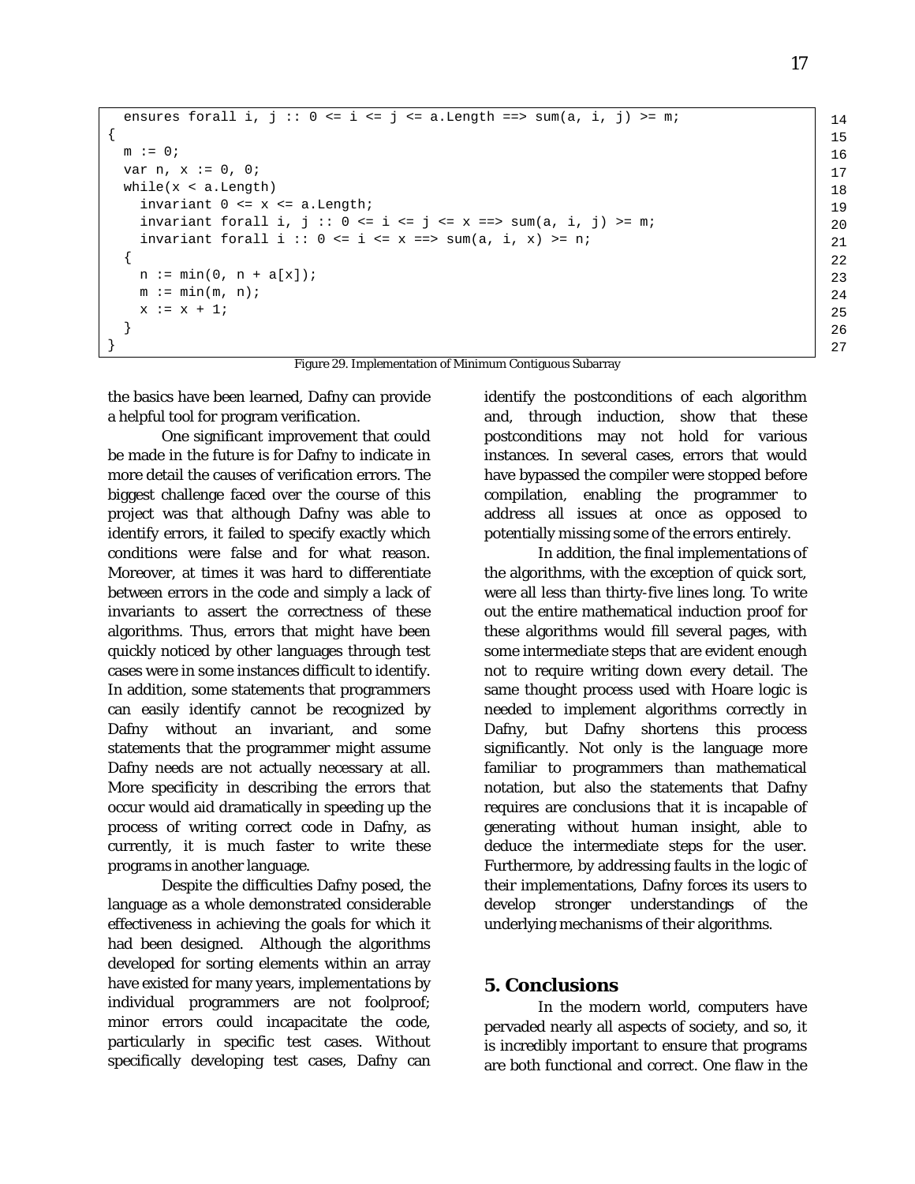```
  ensures forall i, j :: 0 <= i <= j <= a.Length ==> sum(a, i, j) >= m;
{
  m := 0;
  var n, x := 0, 0;
  while(x < a.Length)
    invariant 0 <= x <= a.Length;
    invariant forall i, j :: 0 <= i <= j <= x ==> sum(a, i, j) >= m;
    invariant forall i :: 0 <= i <= x ==> sum(a, i, x) >= n;
  {
    n := min(0, n + a[x]);
    m := min(m, n);
    x := x + 1;
  }
}
```

Figure 29. Implementation of Minimum Contiguous Subarray

the basics have been learned, Dafny can provide a helpful tool for program verification.

One significant improvement that could be made in the future is for Dafny to indicate in more detail the causes of verification errors. The biggest challenge faced over the course of this project was that although Dafny was able to identify errors, it failed to specify exactly which conditions were false and for what reason. Moreover, at times it was hard to differentiate between errors in the code and simply a lack of invariants to assert the correctness of these algorithms. Thus, errors that might have been quickly noticed by other languages through test cases were in some instances difficult to identify. In addition, some statements that programmers can easily identify cannot be recognized by Dafny without an invariant, and some statements that the programmer might assume Dafny needs are not actually necessary at all. More specificity in describing the errors that occur would aid dramatically in speeding up the process of writing correct code in Dafny, as currently, it is much faster to write these programs in another language.

Despite the difficulties Dafny posed, the language as a whole demonstrated considerable effectiveness in achieving the goals for which it had been designed. Although the algorithms developed for sorting elements within an array have existed for many years, implementations by individual programmers are not foolproof; minor errors could incapacitate the code, particularly in specific test cases. Without specifically developing test cases, Dafny can identify the postconditions of each algorithm and, through induction, show that these postconditions may not hold for various instances. In several cases, errors that would have bypassed the compiler were stopped before compilation, enabling the programmer to address all issues at once as opposed to potentially missing some of the errors entirely.

In addition, the final implementations of the algorithms, with the exception of quick sort, were all less than thirty-five lines long. To write out the entire mathematical induction proof for these algorithms would fill several pages, with some intermediate steps that are evident enough not to require writing down every detail. The same thought process used with Hoare logic is needed to implement algorithms correctly in Dafny, but Dafny shortens this process significantly. Not only is the language more familiar to programmers than mathematical notation, but also the statements that Dafny requires are conclusions that it is incapable of generating without human insight, able to deduce the intermediate steps for the user. Furthermore, by addressing faults in the logic of their implementations, Dafny forces its users to develop stronger understandings of the underlying mechanisms of their algorithms.

## 5. Conclusions

In the modern world, computers have pervaded nearly all aspects of society, and so, it is incredibly important to ensure that programs are both functional and correct. One flaw in the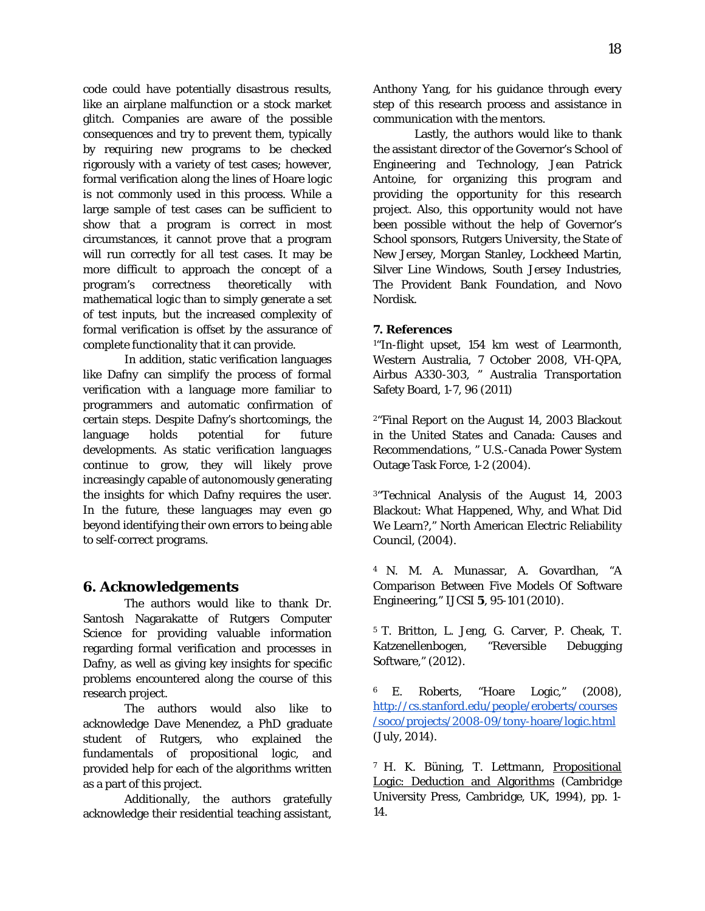code could have potentially disastrous results, like an airplane malfunction or a stock market glitch. Companies are aware of the possible consequences and try to prevent them, typically by requiring new programs to be checked rigorously with a variety of test cases; however, formal verification along the lines of Hoare logic is not commonly used in this process. While a large sample of test cases can be sufficient to show that a program is correct in most circumstances, it cannot prove that a program will run correctly for all test cases. It may be more difficult to approach the concept of a program's correctness theoretically with mathematical logic than to simply generate a set of test inputs, but the increased complexity of formal verification is offset by the assurance of complete functionality that it can provide.

In addition, static verification languages like Dafny can simplify the process of formal verification with a language more familiar to programmers and automatic confirmation of certain steps. Despite Dafny's shortcomings, the language holds potential for future developments. As static verification languages continue to grow, they will likely prove increasingly capable of autonomously generating the insights for which Dafny requires the user. In the future, these languages may even go beyond identifying their own errors to being able to self-correct programs.

## 6. Acknowledgements

The authors would like to thank Dr. Santosh Nagarakatte of Rutgers Computer Science for providing valuable information regarding formal verification and processes in Dafny, as well as giving key insights for specific problems encountered along the course of this research project.

The authors would also like to acknowledge Dave Menendez, a PhD graduate student of Rutgers, who explained the fundamentals of propositional logic, and provided help for each of the algorithms written as a part of this project.

Additionally, the authors gratefully acknowledge their residential teaching assistant, Anthony Yang, for his guidance through every step of this research process and assistance in communication with the mentors.

Lastly, the authors would like to thank the assistant director of the Governor's School of Engineering and Technology, Jean Patrick Antoine, for organizing this program and providing the opportunity for this research project. Also, this opportunity would not have been possible without the help of Governor's School sponsors, Rutgers University, the State of New Jersey, Morgan Stanley, Lockheed Martin, Silver Line Windows, South Jersey Industries, The Provident Bank Foundation, and Novo Nordisk.

**7. References**

[1]"In-flight upset, 154 km west of Learmonth, Western Australia, 7 October 2008, VH-QPA, Airbus A330-303, " Australia Transportation Safety Board, 1-7, 96 (2011)

[2]"Final Report on the August 14, 2003 Blackout in the United States and Canada: Causes and Recommendations, " U.S.-Canada Power System Outage Task Force, 1-2 (2004).

[3]"Technical Analysis of the August 14, 2003 Blackout: What Happened, Why, and What Did We Learn?," North American Electric Reliability Council, (2004).

[4] N. M. A. Munassar, A. Govardhan, "A Comparison Between Five Models Of Software Engineering," IJCSI **5**, 95-101 (2010).

[5] T. Britton, L. Jeng, G. Carver, P. Cheak, T. Katzenellenbogen, "Reversible Debugging Software," (2012).

[6] E. Roberts, "Hoare Logic," (2008), http://cs.stanford.edu/people/eroberts/courses/soco/projects/2008-09/tony-hoare/logic.html (July, 2014).

[7] H. K. Büning, T. Lettmann, Propositional Logic: Deduction and Algorithms (Cambridge University Press, Cambridge, UK, 1994), pp. 1-14.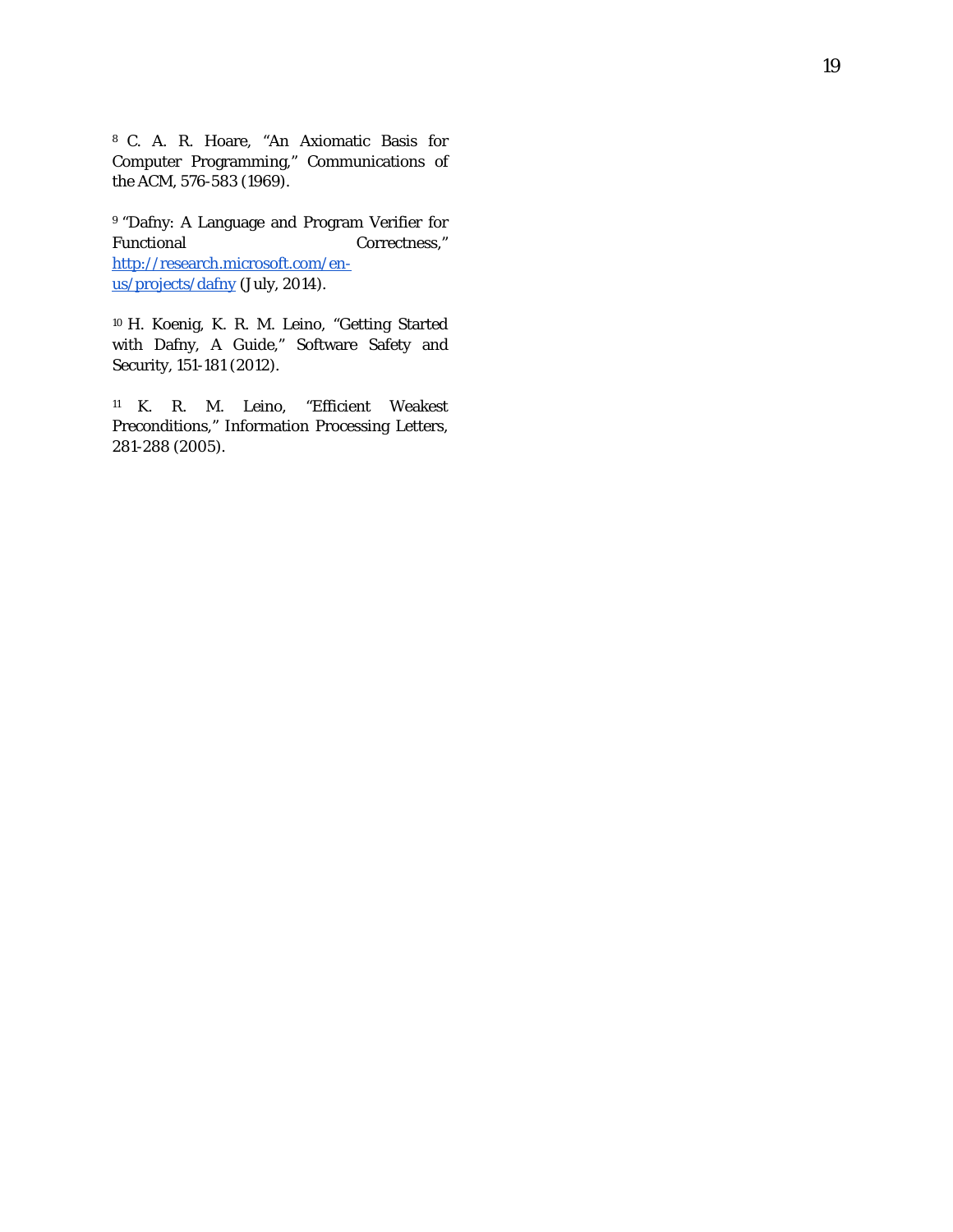[8] C. A. R. Hoare, “An Axiomatic Basis for Computer Programming,” Communications of the ACM, 576-583 (1969).

[9] “Dafny: A Language and Program Verifier for Functional Correctness,” [http://research.microsoft.com/en-us/projects/dafny](http://research.microsoft.com/en-us/projects/dafny) (July, 2014).

[10] H. Koenig, K. R. M. Leino, “Getting Started with Dafny, A Guide,” Software Safety and Security, 151-181 (2012).

[11] K. R. M. Leino, “Efficient Weakest Preconditions,” Information Processing Letters, 281-288 (2005).